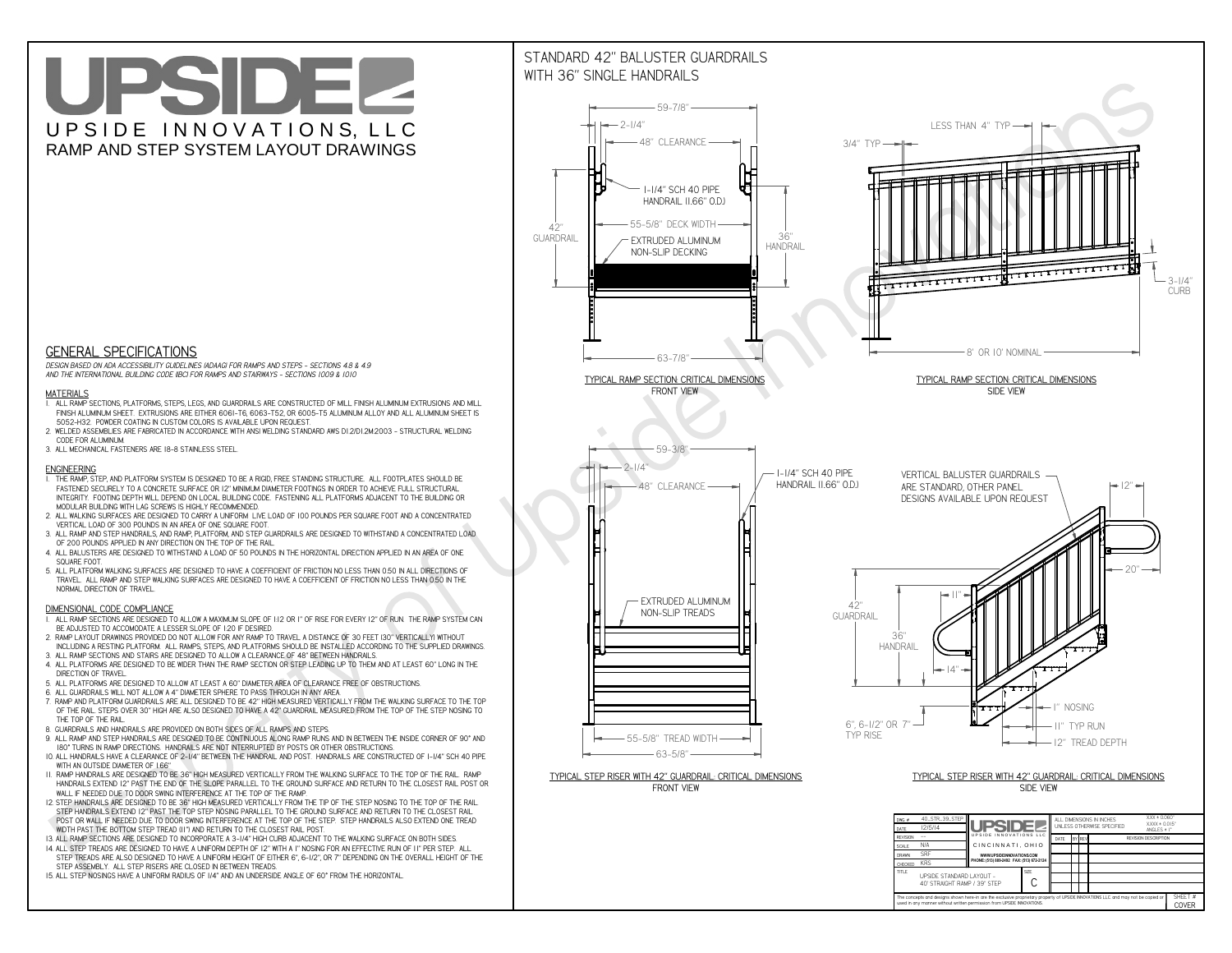# UPSIDE INNOVATIONS, LLC

## RAMP AND STEP SYSTEM LAYOUT DRAWINGS

## GENERAL SPECIFICATIONS

*DESIGN BASED ON ADA ACCESSIBILITY GUIDELINES (ADAAG) FOR RAMPS AND STEPS - SECTIONS 4.8 & 4.9 AND THE INTERNATIONAL BUILDING CODE (IBC) FOR RAMPS AND STAIRWAYS - SECTIONS 1009 & 1010*

### MATERIALS

1. ALL RAMP SECTIONS, PLATFORMS, STEPS, LEGS, AND GUARDRAILS ARE CONSTRUCTED OF MILL FINISH ALUMINUM EXTRUSIONS AND MILL FINISH ALUMINUM SHEET. EXTRUSIONS ARE EITHER 6061-T6, 6063-T52, OR 6005-T5 ALUMINUM ALLOY AND ALL ALUMINUM SHEET IS 5052-H32. POWDER COATING IN CUSTOM COLORS IS AVAILABLE UPON REQUEST.
2. WELDED ASSEMBLIES ARE FABRICATED IN ACCORDANCE WITH ANSI WELDING STANDARD AWS D1.2/D1.2M:2003 - STRUCTURAL WELDING CODE FOR ALUMINUM.
3. ALL MECHANICAL FASTENERS ARE 18-8 STAINLESS STEEL.

### ENGINEERING

1. THE RAMP, STEP, AND PLATFORM SYSTEM IS DESIGNED TO BE A RIGID, FREE STANDING STRUCTURE. ALL FOOTPLATES SHOULD BE FASTENED SECURELY TO A CONCRETE SURFACE OR 12" MINIMUM DIAMETER CONCRETE FOOTINGS IN ORDER TO ACHIEVE FULL STRUCTURAL INTEGRITY. FOOTING DEPTH WILL DEPEND ON LOCAL BUILDING CODE. FASTENING ALL PLATFORMS ADJACENT TO THE BUILDING OR MODULAR BUILDING WITH LAG SCREWS IS HIGHLY RECOMMENDED.
2. ALL WALKING SURFACES ARE DESIGNED TO CARRY A UNIFORM LIVE LOAD OF 100 POUNDS PER SQUARE FOOT AND A CONCENTRATED VERTICAL LOAD OF 300 POUNDS IN AN AREA OF ONE SQUARE FOOT.
3. ALL RAMP AND STEP HANDRAILS, AND RAMP, PLATFORM, AND STEP GUARDRAILS ARE DESIGNED TO WITHSTAND A CONCENTRATED LOAD OF 200 POUNDS APPLIED IN ANY DIRECTION ON THE TOP OF THE RAIL.
4. ALL BALUSTERS ARE DESIGNED TO WITHSTAND A LOAD OF 50 POUNDS IN THE HORIZONTAL DIRECTION APPLIED IN AN AREA OF ONE SQUARE FOOT.
5. ALL PLATFORM WALKING SURFACES ARE DESIGNED TO HAVE A COEFFICIENT OF FRICTION NO LESS THAN 0.50 IN ALL DIRECTIONS OF TRAVEL. ALL RAMP AND STEP WALKING SURFACES ARE DESIGNED TO HAVE A COEFFICIENT OF FRICTION NO LESS THAN 0.50 IN THE NORMAL DIRECTION OF TRAVEL.

### DIMENSIONAL CODE COMPLIANCE

1. ALL RAMP SECTIONS ARE DESIGNED TO ALLOW A MAXIMUM SLOPE OF 1:12 OR 1" OF RISE FOR EVERY 12" OF RUN. THE RAMP SYSTEM CAN BE ADJUSTED TO ACCOMODATE A LESSER SLOPE OF 1:20 IF DESIRED.
2. RAMP LAYOUT DRAWINGS PROVIDED DO NOT ALLOW FOR ANY RAMP TO TRAVEL A DISTANCE OF 30 FEET (30" VERTICALLY) WITHOUT INCLUDING A RESTING PLATFORM. ALL RAMPS, STEPS, AND PLATFORMS SHOULD BE INSTALLED ACCORDING TO THE SUPPLIED DRAWINGS.
3. ALL RAMP SECTIONS AND STAIRS ARE DESIGNED TO ALLOW A CLEARANCE OF 48" BETWEEN HANDRAILS.
4. ALL PLATFORMS ARE DESIGNED TO BE WIDER THAN THE RAMP SECTION OR STEP LEADING UP TO THEM AND AT LEAST 60" LONG IN THE DIRECTION OF TRAVEL.
5. ALL PLATFORMS ARE DESIGNED TO ALLOW AT LEAST A 60" DIAMETER AREA OF CLEARANCE FREE OF OBSTRUCTIONS.
6. ALL GUARDRAILS WILL NOT ALLOW A 4" DIAMETER SPHERE TO PASS THROUGH IN ANY AREA.
7. RAMP AND PLATFORM GUARDRAILS ARE ALL DESIGNED TO BE 42" HIGH MEASURED VERTICALLY FROM THE WALKING SURFACE TO THE TOP OF THE RAIL. STEPS OVER 30" HIGH ARE ALSO DESIGNED TO HAVE A 42" GUARDRAIL MEASURED FROM THE TOP OF THE STEP NOSING TO THE TOP OF THE RAIL.
8. GUARDRAILS AND HANDRAILS ARE PROVIDED ON BOTH SIDES OF ALL RAMPS AND STEPS.
9. ALL RAMP AND STEP HANDRAILS ARE DESIGNED TO BE CONTINUOUS ALONG RAMP RUNS AND IN BETWEEN THE INSIDE CORNER OF 90° AND 180° TURNS IN RAMP DIRECTIONS. HANDRAILS ARE NOT INTERRUPTED BY POSTS OR OTHER OBSTRUCTIONS.
10. ALL HANDRAILS HAVE A CLEARANCE OF 2-1/4" BETWEEN THE HANDRAIL AND POST. HANDRAILS ARE CONSTRUCTED OF 1-1/4" SCH 40 PIPE WITH AN OUTSIDE DIAMETER OF 1.66"
11. RAMP HANDRAILS ARE DESIGNED TO BE 36" HIGH MEASURED VERTICALLY FROM THE WALKING SURFACE TO THE TOP OF THE RAIL. RAMP HANDRAILS EXTEND 12" PAST THE END OF THE SLOPE PARALLEL TO THE GROUND SURFACE AND RETURN TO THE CLOSEST RAIL POST OR WALL IF NEEDED DUE TO DOOR SWING INTERFERENCE AT THE TOP OF THE RAMP.
12. STEP HANDRAILS ARE DESIGNED TO BE 36" HIGH MEASURED VERTICALLY FROM THE TIP OF THE STEP NOSING TO THE TOP OF THE RAIL. STEP HANDRAILS EXTEND 12" PAST THE TOP STEP NOSING PARALLEL TO THE GROUND SURFACE AND RETURN TO THE CLOSEST RAIL POST OR WALL IF NEEDED DUE TO DOOR SWING INTERFERENCE AT THE TOP OF THE STEP. STEP HANDRAILS ALSO EXTEND ONE TREAD WIDTH PAST THE BOTTOM STEP TREAD (11") AND RETURN TO THE CLOSEST RAIL POST.
13. ALL RAMP SECTIONS ARE DESIGNED TO INCORPORATE A 3-1/4" HIGH CURB ADJACENT TO THE WALKING SURFACE ON BOTH SIDES.
14. ALL STEP TREADS ARE DESIGNED TO HAVE A UNIFORM DEPTH OF 12" WITH A 1" NOSING FOR AN EFFECTIVE RUN OF 11" PER STEP. ALL STEP TREADS ARE ALSO DESIGNED TO HAVE A UNIFORM HEIGHT OF EITHER 6", 6-1/2", OR 7" DEPENDING ON THE OVERALL HEIGHT OF THE STEP ASSEMBLY. ALL STEP RISERS ARE CLOSED IN BETWEEN TREADS.
15. ALL STEP NOSINGS HAVE A UNIFORM RADIUS OF 1/4" AND AN UNDERSIDE ANGLE OF 60° FROM THE HORIZONTAL.

## STANDARD 42" BALUSTER GUARDRAILS WITH 36" SINGLE HANDRAILS

59-7/8" · 2-1/4" · 48" CLEARANCE · 1-1/4" SCH 40 PIPE HANDRAIL (1.66" O.D.) · 55-5/8" DECK WIDTH · 42" GUARDRAIL · 36" HANDRAIL · EXTRUDED ALUMINUM NON-SLIP DECKING · 63-7/8"

TYPICAL RAMP SECTION: CRITICAL DIMENSIONS
FRONT VIEW

LESS THAN 4" TYP · 3/4" TYP · 3-1/4" CURB · 8' OR 10' NOMINAL

TYPICAL RAMP SECTION: CRITICAL DIMENSIONS
SIDE VIEW

59-3/8" · 2-1/4" · 48" CLEARANCE · 1-1/4" SCH 40 PIPE HANDRAIL (1.66" O.D.) · EXTRUDED ALUMINUM NON-SLIP TREADS · 55-5/8" TREAD WIDTH · 63-5/8"

TYPICAL STEP RISER WITH 42" GUARDRAIL: CRITICAL DIMENSIONS
FRONT VIEW

VERTICAL BALUSTER GUARDRAILS ARE STANDARD, OTHER PANEL DESIGNS AVAILABLE UPON REQUEST · 12" · 20" · 11" · 42" GUARDRAIL · 36" HANDRAIL · 14" · 1" NOSING · 11" TYP RUN · 12" TREAD DEPTH · 6", 6-1/2" OR 7" TYP RISE

TYPICAL STEP RISER WITH 42" GUARDRAIL: CRITICAL DIMENSIONS
SIDE VIEW

| | | | |
|---|---|---|---|
| DWG # | 40_STR_39_STEP | ALL DIMENSIONS IN INCHES UNLESS OTHERWISE SPECIFIED | X.XX ± 0.060" X.XXX ± 0.015" ANGLES ± 1° |
| DATE | 12/5/14 | UPSIDE INNOVATIONS LLC, CINCINNATI, OHIO | |
| REVISION | --- | WWW.UPSIDEINNOVATIONS.COM PHONE: (513) 889-2492 FAX: (513) 672-2124 | |
| SCALE | N/A | | |
| DRAWN | SRF | | |
| CHECKED | KRS | | |
| TITLE | UPSIDE STANDARD LAYOUT - 40' STRAIGHT RAMP / 39" STEP | SIZE: C | SHEET #: COVER |

| DATE | BY | REV | REVISION DESCRIPTION |
|---|---|---|---|

The concepts and designs shown here-in are the exclusive proprietary property of UPSIDE INNOVATIONS LLC and may not be copied or used in any manner without written permission from UPSIDE INNOVATIONS.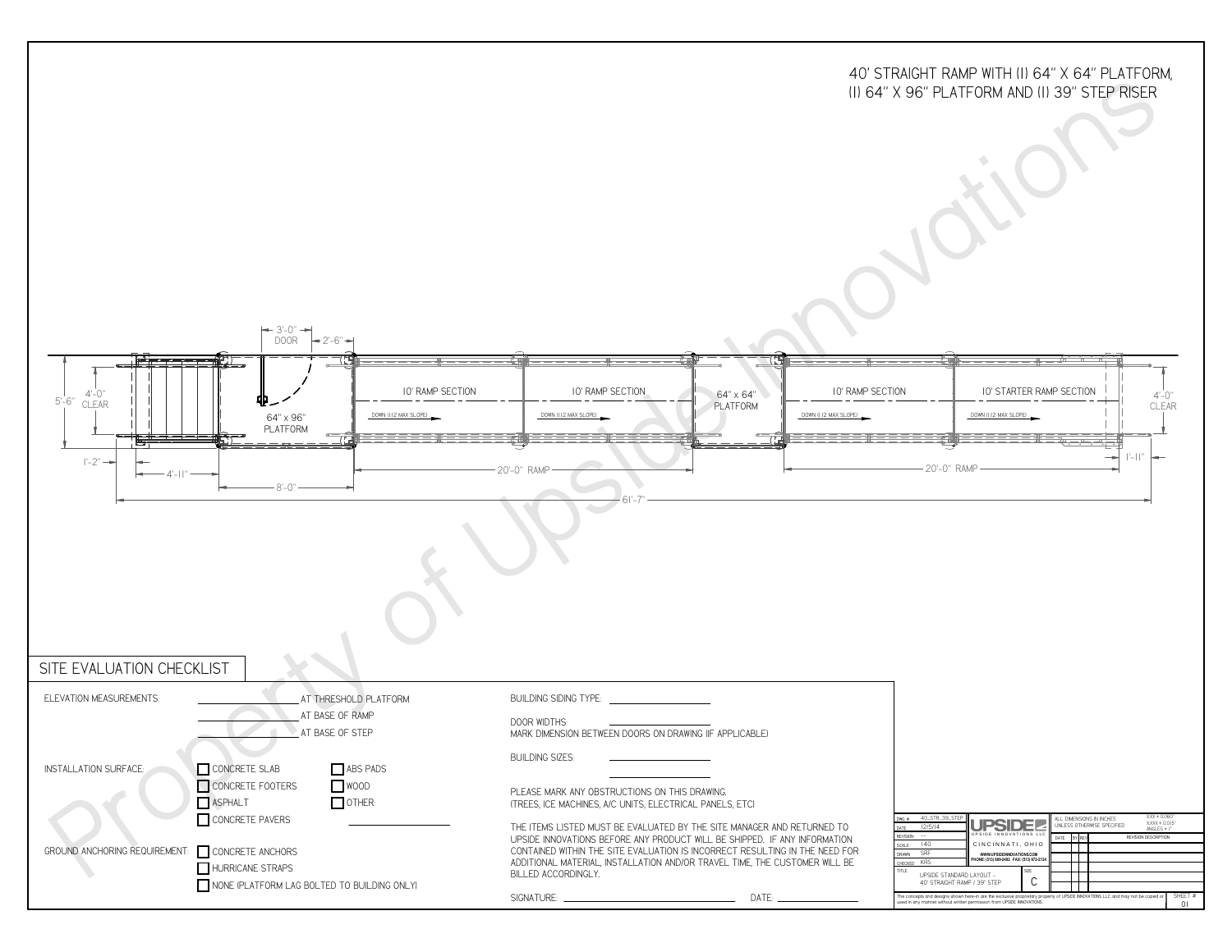# 40' STRAIGHT RAMP WITH (1) 64" X 64" PLATFORM, (1) 64" X 96" PLATFORM AND (1) 39" STEP RISER

3'-0" DOOR
2'-6"
5'-6"
4'-0" CLEAR
64" x 96" PLATFORM
10' RAMP SECTION
DOWN (1:12 MAX SLOPE)
10' RAMP SECTION
DOWN (1:12 MAX SLOPE)
64" x 64" PLATFORM
10' RAMP SECTION
DOWN (1:12 MAX SLOPE)
10' STARTER RAMP SECTION
DOWN (1:12 MAX SLOPE)
4'-0" CLEAR
1'-2"
4'-11"
8'-0"
20'-0" RAMP
20'-0" RAMP
1'-11"
61'-7"

## SITE EVALUATION CHECKLIST

ELEVATION MEASUREMENTS: ______ AT THRESHOLD PLATFORM
______ AT BASE OF RAMP
______ AT BASE OF STEP

INSTALLATION SURFACE:
- ☐ CONCRETE SLAB
- ☐ CONCRETE FOOTERS
- ☐ ASPHALT
- ☐ CONCRETE PAVERS
- ☐ ABS PADS
- ☐ WOOD
- ☐ OTHER ______

GROUND ANCHORING REQUIREMENT:
- ☐ CONCRETE ANCHORS
- ☐ HURRICANE STRAPS
- ☐ NONE (PLATFORM LAG BOLTED TO BUILDING ONLY)

BUILDING SIDING TYPE: ______

DOOR WIDTHS: ______
MARK DIMENSION BETWEEN DOORS ON DRAWING (IF APPLICABLE)

BUILDING SIZES: ______
______

PLEASE MARK ANY OBSTRUCTIONS ON THIS DRAWING.
(TREES, ICE MACHINES, A/C UNITS, ELECTRICAL PANELS, ETC)

THE ITEMS LISTED MUST BE EVALUATED BY THE SITE MANAGER AND RETURNED TO UPSIDE INNOVATIONS BEFORE ANY PRODUCT WILL BE SHIPPED. IF ANY INFORMATION CONTAINED WITHIN THE SITE EVALUATION IS INCORRECT RESULTING IN THE NEED FOR ADDITIONAL MATERIAL, INSTALLATION AND/OR TRAVEL TIME, THE CUSTOMER WILL BE BILLED ACCORDINGLY.

SIGNATURE: ______ DATE: ______

| | |
|---|---|
| DWG # | 40_STR_39_STEP |
| DATE | 12/5/14 |
| REVISION | --- |
| SCALE | 1:40 |
| DRAWN | SRF |
| CHECKED | KRS |
| TITLE | UPSIDE STANDARD LAYOUT - 40' STRAIGHT RAMP / 39" STEP |
| SIZE | C |

UPSIDE INNOVATIONS LLC
CINCINNATI, OHIO
WWW.UPSIDEINNOVATIONS.COM
PHONE: (513) 889-2492 FAX: (513) 672-2124

ALL DIMENSIONS IN INCHES UNLESS OTHERWISE SPECIFIED
.XXX ± 0.060"
.XXXX ± 0.015"
ANGLES ± 1°

| DATE | BY | REV | REVISION DESCRIPTION |
|---|---|---|---|

The concepts and designs shown here-in are the exclusive proprietary property of UPSIDE INNOVATIONS LLC and may not be copied or used in any manner without written permission from UPSIDE INNOVATIONS.

SHEET # 01

Property of Upside Innovations